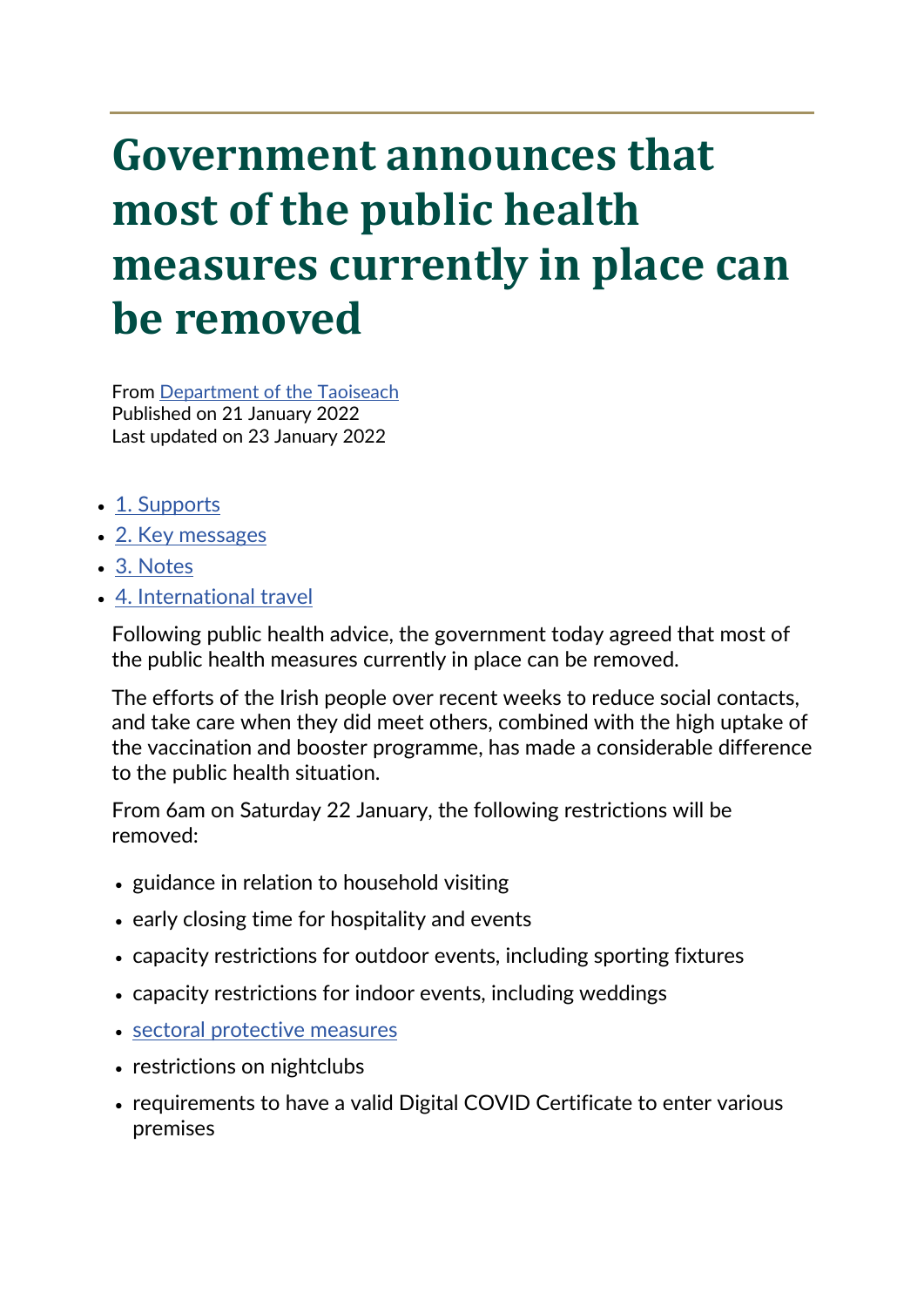# Government announces that most of the public health measures currently in place can be removed

From Department of the Taoiseach
Published on 21 January 2022
Last updated on 23 January 2022

- 1. Supports
- 2. Key messages
- 3. Notes
- 4. International travel

Following public health advice, the government today agreed that most of the public health measures currently in place can be removed.

The efforts of the Irish people over recent weeks to reduce social contacts, and take care when they did meet others, combined with the high uptake of the vaccination and booster programme, has made a considerable difference to the public health situation.

From 6am on Saturday 22 January, the following restrictions will be removed:

- guidance in relation to household visiting
- early closing time for hospitality and events
- capacity restrictions for outdoor events, including sporting fixtures
- capacity restrictions for indoor events, including weddings
- sectoral protective measures
- restrictions on nightclubs
- requirements to have a valid Digital COVID Certificate to enter various premises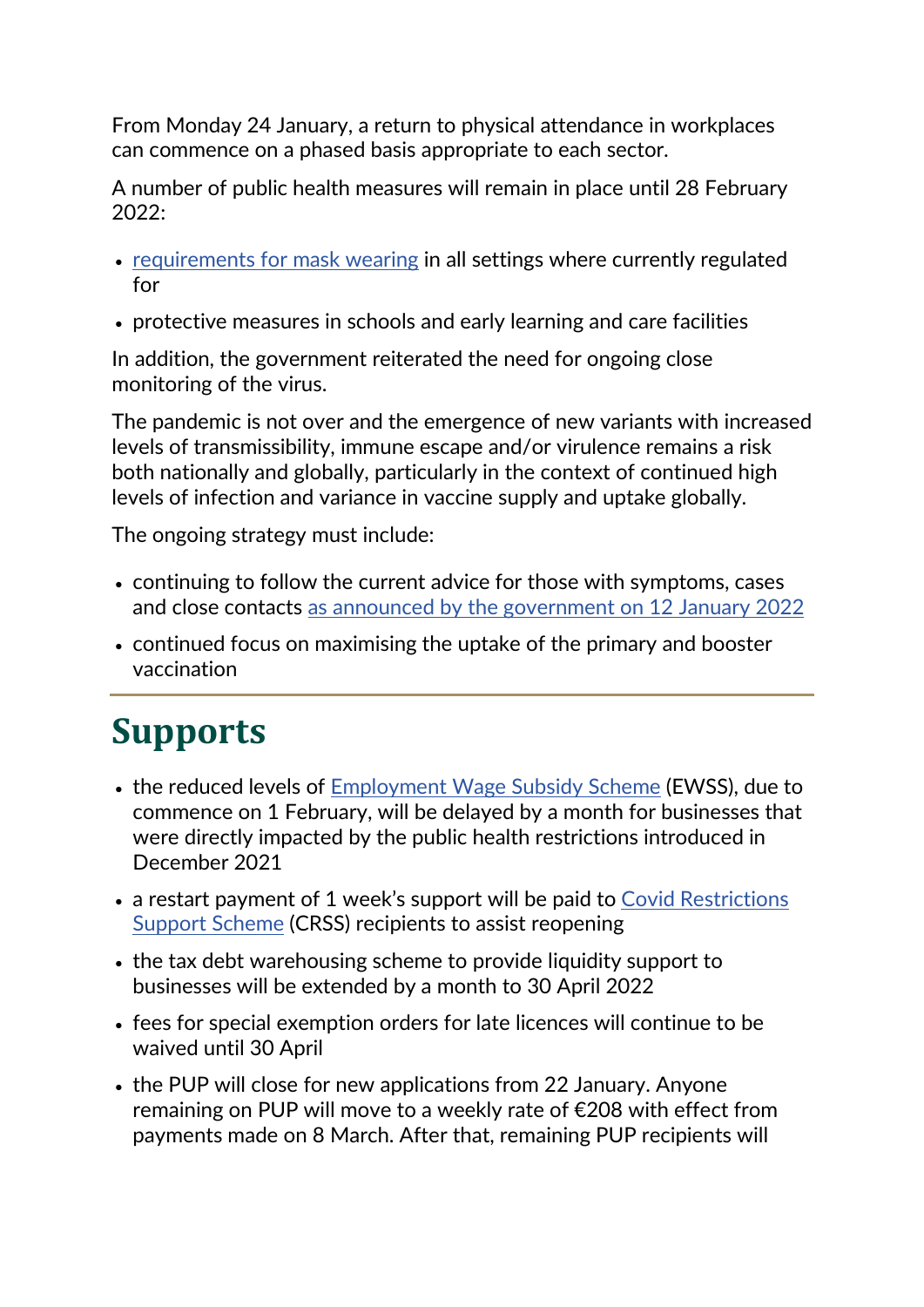From Monday 24 January, a return to physical attendance in workplaces can commence on a phased basis appropriate to each sector.

A number of public health measures will remain in place until 28 February 2022:

- requirements for mask wearing in all settings where currently regulated for
- protective measures in schools and early learning and care facilities

In addition, the government reiterated the need for ongoing close monitoring of the virus.

The pandemic is not over and the emergence of new variants with increased levels of transmissibility, immune escape and/or virulence remains a risk both nationally and globally, particularly in the context of continued high levels of infection and variance in vaccine supply and uptake globally.

The ongoing strategy must include:

- continuing to follow the current advice for those with symptoms, cases and close contacts as announced by the government on 12 January 2022
- continued focus on maximising the uptake of the primary and booster vaccination

---

## Supports

- the reduced levels of Employment Wage Subsidy Scheme (EWSS), due to commence on 1 February, will be delayed by a month for businesses that were directly impacted by the public health restrictions introduced in December 2021
- a restart payment of 1 week's support will be paid to Covid Restrictions Support Scheme (CRSS) recipients to assist reopening
- the tax debt warehousing scheme to provide liquidity support to businesses will be extended by a month to 30 April 2022
- fees for special exemption orders for late licences will continue to be waived until 30 April
- the PUP will close for new applications from 22 January. Anyone remaining on PUP will move to a weekly rate of €208 with effect from payments made on 8 March. After that, remaining PUP recipients will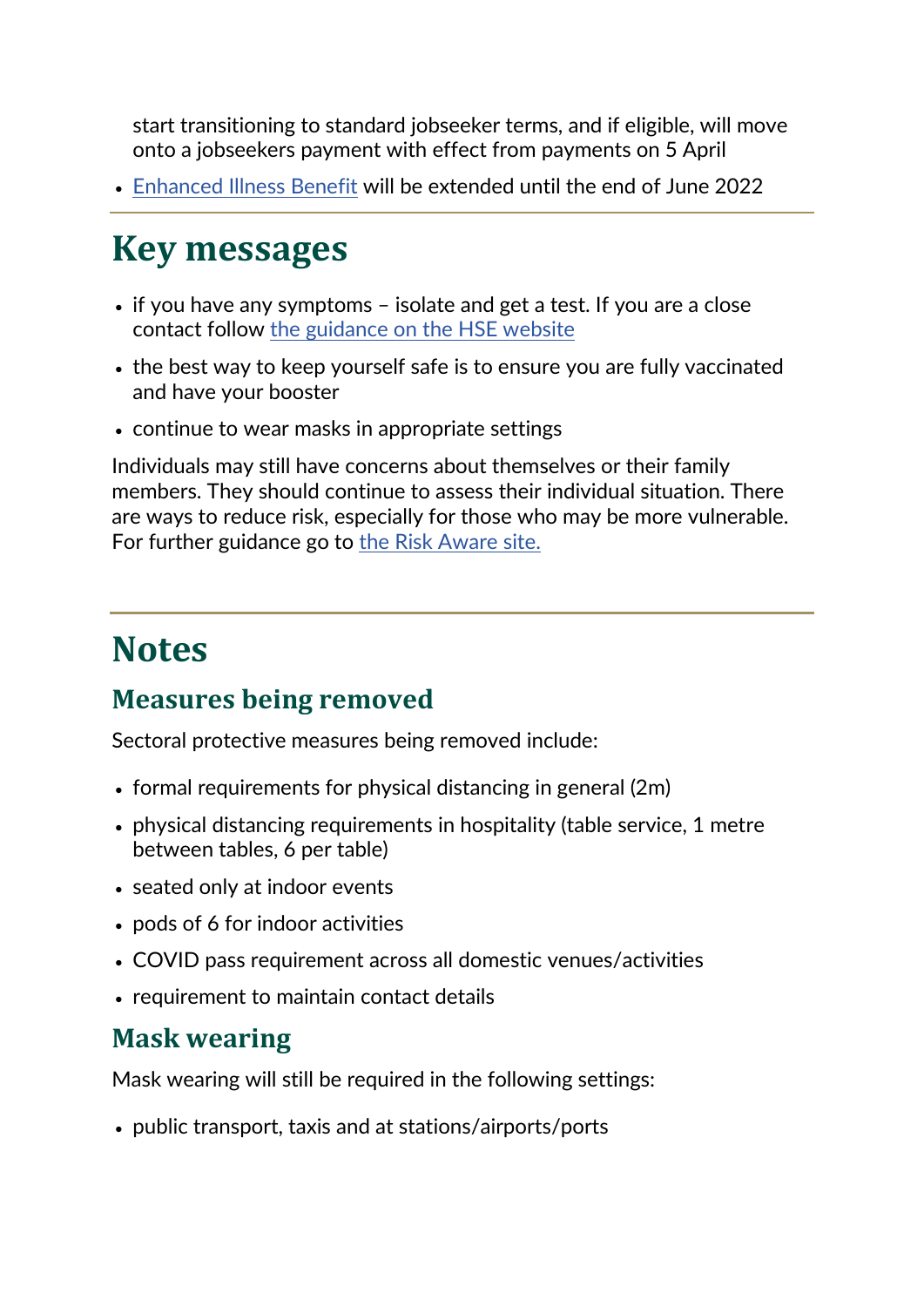start transitioning to standard jobseeker terms, and if eligible, will move onto a jobseekers payment with effect from payments on 5 April

- [Enhanced Illness Benefit]() will be extended until the end of June 2022

---

# Key messages

- if you have any symptoms – isolate and get a test. If you are a close contact follow [the guidance on the HSE website]()
- the best way to keep yourself safe is to ensure you are fully vaccinated and have your booster
- continue to wear masks in appropriate settings

Individuals may still have concerns about themselves or their family members. They should continue to assess their individual situation. There are ways to reduce risk, especially for those who may be more vulnerable. For further guidance go to [the Risk Aware site.]()

---

# Notes

## Measures being removed

Sectoral protective measures being removed include:

- formal requirements for physical distancing in general (2m)
- physical distancing requirements in hospitality (table service, 1 metre between tables, 6 per table)
- seated only at indoor events
- pods of 6 for indoor activities
- COVID pass requirement across all domestic venues/activities
- requirement to maintain contact details

## Mask wearing

Mask wearing will still be required in the following settings:

- public transport, taxis and at stations/airports/ports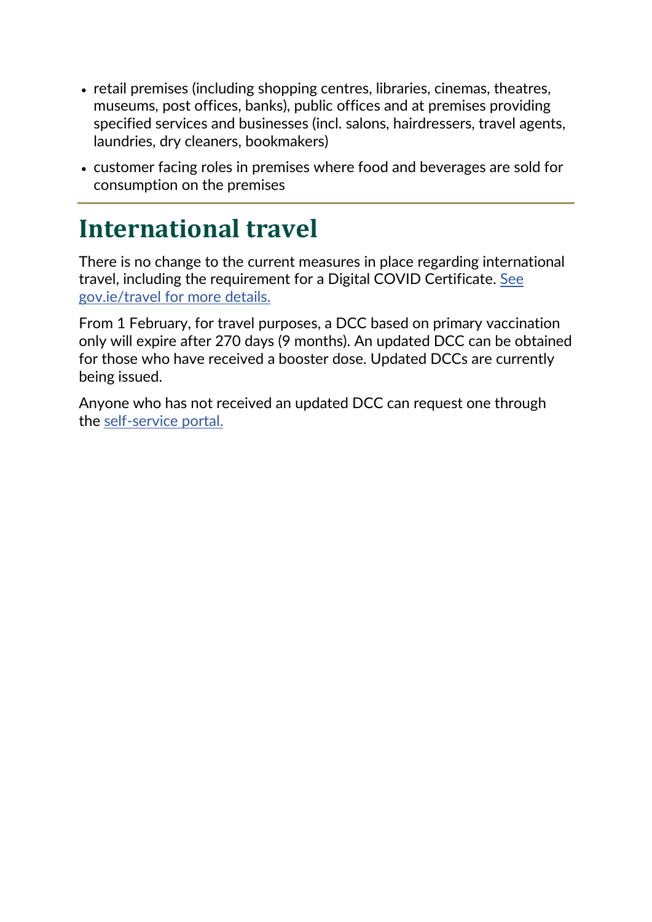- retail premises (including shopping centres, libraries, cinemas, theatres, museums, post offices, banks), public offices and at premises providing specified services and businesses (incl. salons, hairdressers, travel agents, laundries, dry cleaners, bookmakers)
- customer facing roles in premises where food and beverages are sold for consumption on the premises

# International travel

There is no change to the current measures in place regarding international travel, including the requirement for a Digital COVID Certificate. See gov.ie/travel for more details.

From 1 February, for travel purposes, a DCC based on primary vaccination only will expire after 270 days (9 months). An updated DCC can be obtained for those who have received a booster dose. Updated DCCs are currently being issued.

Anyone who has not received an updated DCC can request one through the self-service portal.